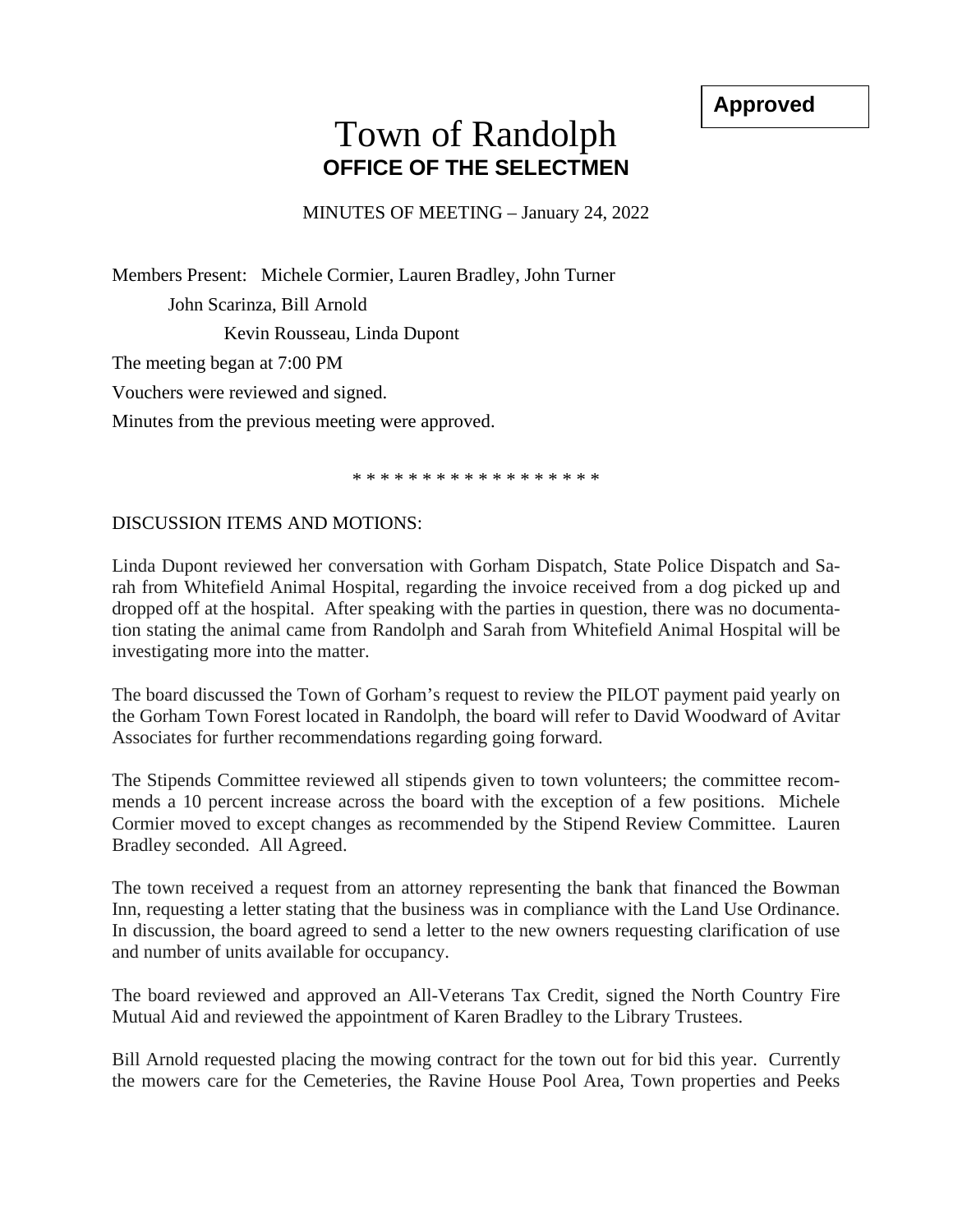**Approved**

# Town of Randolph
## OFFICE OF THE SELECTMEN

MINUTES OF MEETING – January 24, 2022

Members Present: Michele Cormier, Lauren Bradley, John Turner

John Scarinza, Bill Arnold

Kevin Rousseau, Linda Dupont

The meeting began at 7:00 PM

Vouchers were reviewed and signed.

Minutes from the previous meeting were approved.

* * * * * * * * * * * * * * * * * *

DISCUSSION ITEMS AND MOTIONS:

Linda Dupont reviewed her conversation with Gorham Dispatch, State Police Dispatch and Sarah from Whitefield Animal Hospital, regarding the invoice received from a dog picked up and dropped off at the hospital. After speaking with the parties in question, there was no documentation stating the animal came from Randolph and Sarah from Whitefield Animal Hospital will be investigating more into the matter.

The board discussed the Town of Gorham's request to review the PILOT payment paid yearly on the Gorham Town Forest located in Randolph, the board will refer to David Woodward of Avitar Associates for further recommendations regarding going forward.

The Stipends Committee reviewed all stipends given to town volunteers; the committee recommends a 10 percent increase across the board with the exception of a few positions. Michele Cormier moved to except changes as recommended by the Stipend Review Committee. Lauren Bradley seconded. All Agreed.

The town received a request from an attorney representing the bank that financed the Bowman Inn, requesting a letter stating that the business was in compliance with the Land Use Ordinance. In discussion, the board agreed to send a letter to the new owners requesting clarification of use and number of units available for occupancy.

The board reviewed and approved an All-Veterans Tax Credit, signed the North Country Fire Mutual Aid and reviewed the appointment of Karen Bradley to the Library Trustees.

Bill Arnold requested placing the mowing contract for the town out for bid this year. Currently the mowers care for the Cemeteries, the Ravine House Pool Area, Town properties and Peeks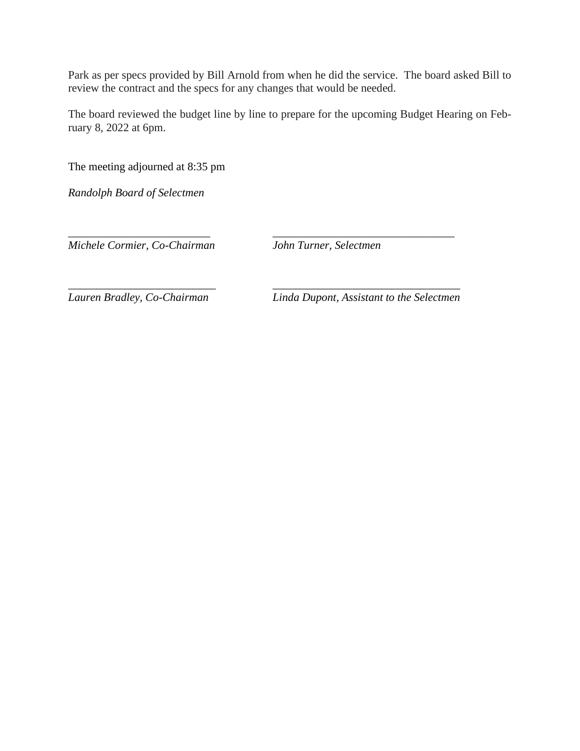Park as per specs provided by Bill Arnold from when he did the service. The board asked Bill to review the contract and the specs for any changes that would be needed.

The board reviewed the budget line by line to prepare for the upcoming Budget Hearing on February 8, 2022 at 6pm.

The meeting adjourned at 8:35 pm

*Randolph Board of Selectmen*

| | |
|---|---|
| _________________________ | _________________________________ |
| *Michele Cormier, Co-Chairman* | *John Turner, Selectmen* |
| __________________________ | _________________________________ |
| *Lauren Bradley, Co-Chairman* | *Linda Dupont, Assistant to the Selectmen* |